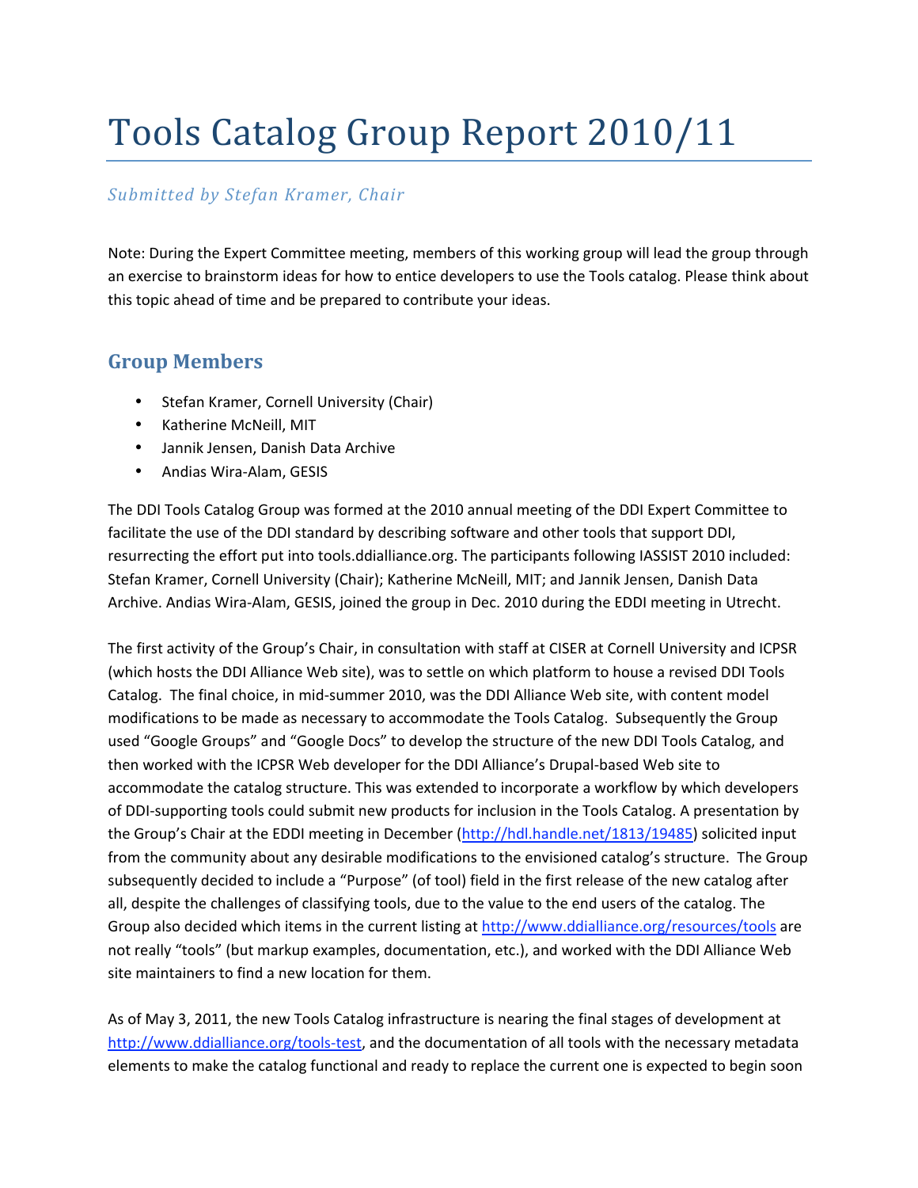# Tools Catalog Group Report 2010/11

*Submitted by Stefan Kramer, Chair*

Note: During the Expert Committee meeting, members of this working group will lead the group through an exercise to brainstorm ideas for how to entice developers to use the Tools catalog. Please think about this topic ahead of time and be prepared to contribute your ideas.

## Group Members

- Stefan Kramer, Cornell University (Chair)
- Katherine McNeill, MIT
- Jannik Jensen, Danish Data Archive
- Andias Wira-Alam, GESIS

The DDI Tools Catalog Group was formed at the 2010 annual meeting of the DDI Expert Committee to facilitate the use of the DDI standard by describing software and other tools that support DDI, resurrecting the effort put into tools.ddialliance.org. The participants following IASSIST 2010 included: Stefan Kramer, Cornell University (Chair); Katherine McNeill, MIT; and Jannik Jensen, Danish Data Archive. Andias Wira-Alam, GESIS, joined the group in Dec. 2010 during the EDDI meeting in Utrecht.

The first activity of the Group's Chair, in consultation with staff at CISER at Cornell University and ICPSR (which hosts the DDI Alliance Web site), was to settle on which platform to house a revised DDI Tools Catalog. The final choice, in mid-summer 2010, was the DDI Alliance Web site, with content model modifications to be made as necessary to accommodate the Tools Catalog. Subsequently the Group used "Google Groups" and "Google Docs" to develop the structure of the new DDI Tools Catalog, and then worked with the ICPSR Web developer for the DDI Alliance's Drupal-based Web site to accommodate the catalog structure. This was extended to incorporate a workflow by which developers of DDI-supporting tools could submit new products for inclusion in the Tools Catalog. A presentation by the Group's Chair at the EDDI meeting in December (http://hdl.handle.net/1813/19485) solicited input from the community about any desirable modifications to the envisioned catalog's structure. The Group subsequently decided to include a "Purpose" (of tool) field in the first release of the new catalog after all, despite the challenges of classifying tools, due to the value to the end users of the catalog. The Group also decided which items in the current listing at http://www.ddialliance.org/resources/tools are not really "tools" (but markup examples, documentation, etc.), and worked with the DDI Alliance Web site maintainers to find a new location for them.

As of May 3, 2011, the new Tools Catalog infrastructure is nearing the final stages of development at http://www.ddialliance.org/tools-test, and the documentation of all tools with the necessary metadata elements to make the catalog functional and ready to replace the current one is expected to begin soon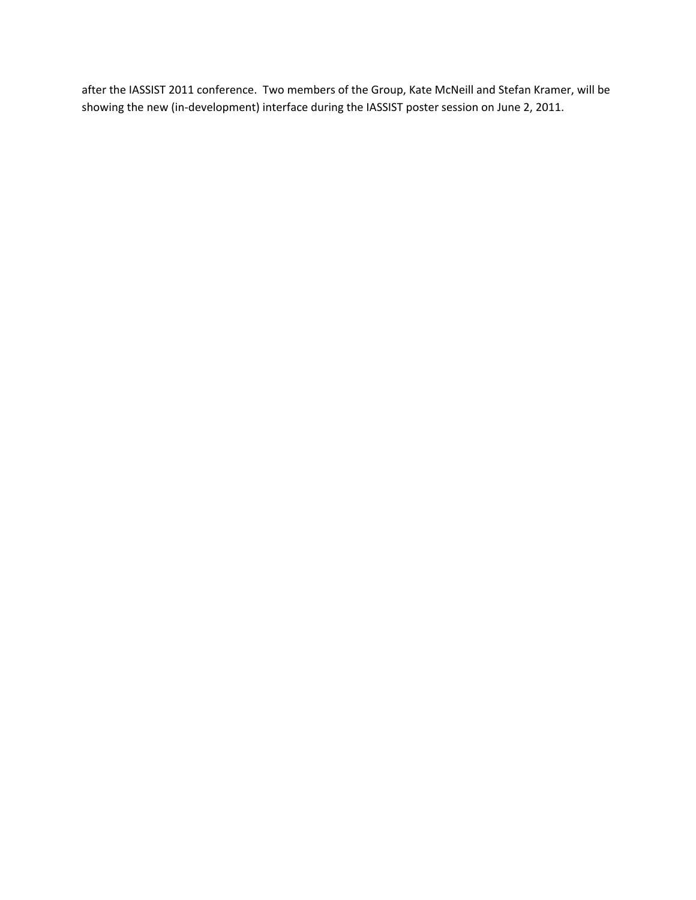after the IASSIST 2011 conference. Two members of the Group, Kate McNeill and Stefan Kramer, will be showing the new (in-development) interface during the IASSIST poster session on June 2, 2011.